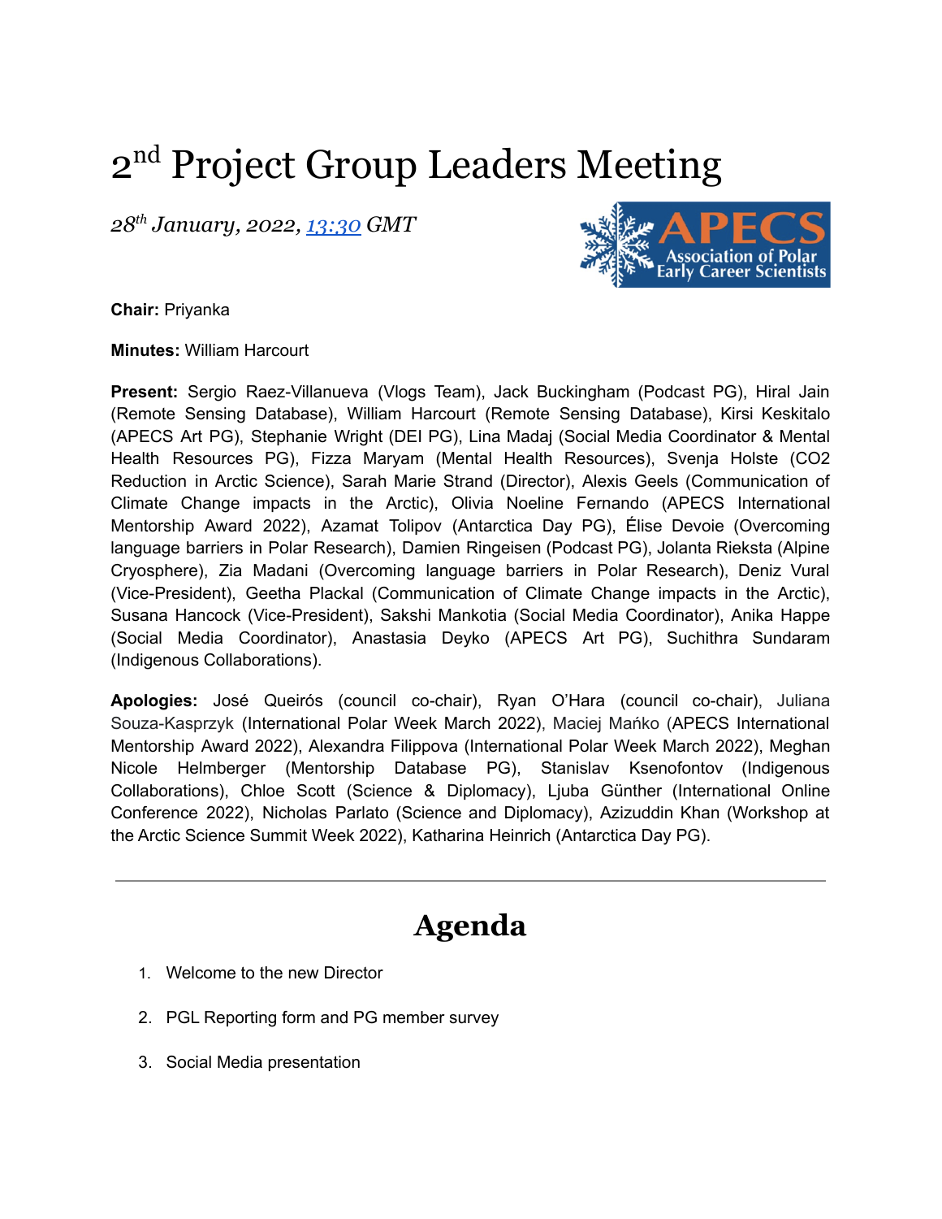# 2nd Project Group Leaders Meeting

*28th January, 2022, 13:30 GMT*

**Chair:** Priyanka

**Minutes:** William Harcourt

**Present:** Sergio Raez-Villanueva (Vlogs Team), Jack Buckingham (Podcast PG), Hiral Jain (Remote Sensing Database), William Harcourt (Remote Sensing Database), Kirsi Keskitalo (APECS Art PG), Stephanie Wright (DEI PG), Lina Madaj (Social Media Coordinator & Mental Health Resources PG), Fizza Maryam (Mental Health Resources), Svenja Holste (CO2 Reduction in Arctic Science), Sarah Marie Strand (Director), Alexis Geels (Communication of Climate Change impacts in the Arctic), Olivia Noeline Fernando (APECS International Mentorship Award 2022), Azamat Tolipov (Antarctica Day PG), Élise Devoie (Overcoming language barriers in Polar Research), Damien Ringeisen (Podcast PG), Jolanta Rieksta (Alpine Cryosphere), Zia Madani (Overcoming language barriers in Polar Research), Deniz Vural (Vice-President), Geetha Plackal (Communication of Climate Change impacts in the Arctic), Susana Hancock (Vice-President), Sakshi Mankotia (Social Media Coordinator), Anika Happe (Social Media Coordinator), Anastasia Deyko (APECS Art PG), Suchithra Sundaram (Indigenous Collaborations).

**Apologies:** José Queirós (council co-chair), Ryan O'Hara (council co-chair), Juliana Souza-Kasprzyk (International Polar Week March 2022), Maciej Mańko (APECS International Mentorship Award 2022), Alexandra Filippova (International Polar Week March 2022), Meghan Nicole Helmberger (Mentorship Database PG), Stanislav Ksenofontov (Indigenous Collaborations), Chloe Scott (Science & Diplomacy), Ljuba Günther (International Online Conference 2022), Nicholas Parlato (Science and Diplomacy), Azizuddin Khan (Workshop at the Arctic Science Summit Week 2022), Katharina Heinrich (Antarctica Day PG).

---

# Agenda

1. Welcome to the new Director
2. PGL Reporting form and PG member survey
3. Social Media presentation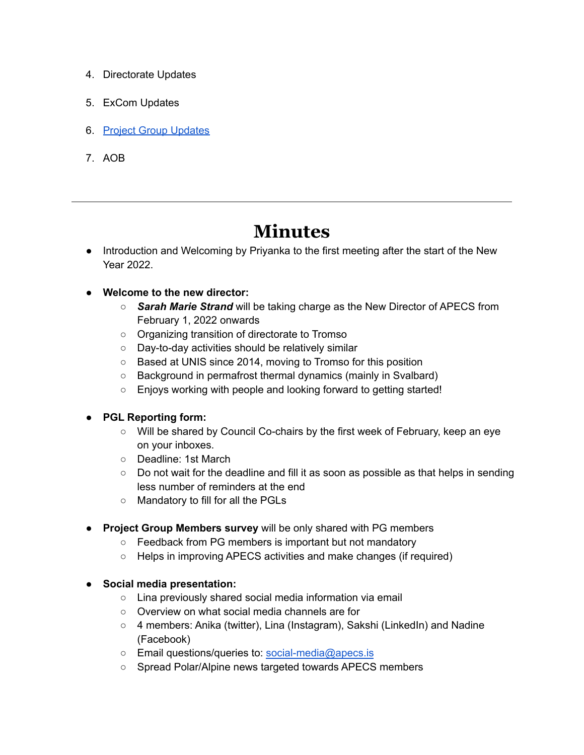4. Directorate Updates
5. ExCom Updates
6. [Project Group Updates]()
7. AOB

---

# Minutes

- Introduction and Welcoming by Priyanka to the first meeting after the start of the New Year 2022.

- **Welcome to the new director:**
    - ***Sarah Marie Strand*** will be taking charge as the New Director of APECS from February 1, 2022 onwards
    - Organizing transition of directorate to Tromso
    - Day-to-day activities should be relatively similar
    - Based at UNIS since 2014, moving to Tromso for this position
    - Background in permafrost thermal dynamics (mainly in Svalbard)
    - Enjoys working with people and looking forward to getting started!

- **PGL Reporting form:**
    - Will be shared by Council Co-chairs by the first week of February, keep an eye on your inboxes.
    - Deadline: 1st March
    - Do not wait for the deadline and fill it as soon as possible as that helps in sending less number of reminders at the end
    - Mandatory to fill for all the PGLs

- **Project Group Members survey** will be only shared with PG members
    - Feedback from PG members is important but not mandatory
    - Helps in improving APECS activities and make changes (if required)

- **Social media presentation:**
    - Lina previously shared social media information via email
    - Overview on what social media channels are for
    - 4 members: Anika (twitter), Lina (Instagram), Sakshi (LinkedIn) and Nadine (Facebook)
    - Email questions/queries to: [social-media@apecs.is](mailto:social-media@apecs.is)
    - Spread Polar/Alpine news targeted towards APECS members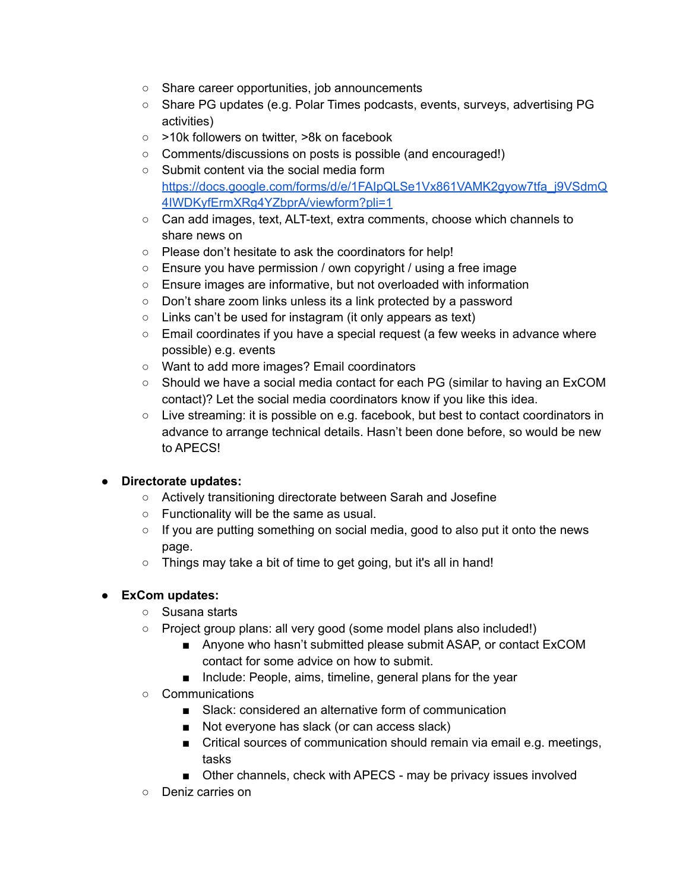- Share career opportunities, job announcements
  - Share PG updates (e.g. Polar Times podcasts, events, surveys, advertising PG activities)
  - >10k followers on twitter, >8k on facebook
  - Comments/discussions on posts is possible (and encouraged!)
  - Submit content via the social media form [https://docs.google.com/forms/d/e/1FAIpQLSe1Vx861VAMK2gyow7tfa_j9VSdmQ4IWDKyfErmXRg4YZbprA/viewform?pli=1](https://docs.google.com/forms/d/e/1FAIpQLSe1Vx861VAMK2gyow7tfa_j9VSdmQ4IWDKyfErmXRg4YZbprA/viewform?pli=1)
  - Can add images, text, ALT-text, extra comments, choose which channels to share news on
  - Please don't hesitate to ask the coordinators for help!
  - Ensure you have permission / own copyright / using a free image
  - Ensure images are informative, but not overloaded with information
  - Don't share zoom links unless its a link protected by a password
  - Links can't be used for instagram (it only appears as text)
  - Email coordinates if you have a special request (a few weeks in advance where possible) e.g. events
  - Want to add more images? Email coordinators
  - Should we have a social media contact for each PG (similar to having an ExCOM contact)? Let the social media coordinators know if you like this idea.
  - Live streaming: it is possible on e.g. facebook, but best to contact coordinators in advance to arrange technical details. Hasn't been done before, so would be new to APECS!

- **Directorate updates:**
  - Actively transitioning directorate between Sarah and Josefine
  - Functionality will be the same as usual.
  - If you are putting something on social media, good to also put it onto the news page.
  - Things may take a bit of time to get going, but it's all in hand!

- **ExCom updates:**
  - Susana starts
  - Project group plans: all very good (some model plans also included!)
    - Anyone who hasn't submitted please submit ASAP, or contact ExCOM contact for some advice on how to submit.
    - Include: People, aims, timeline, general plans for the year
  - Communications
    - Slack: considered an alternative form of communication
    - Not everyone has slack (or can access slack)
    - Critical sources of communication should remain via email e.g. meetings, tasks
    - Other channels, check with APECS - may be privacy issues involved
  - Deniz carries on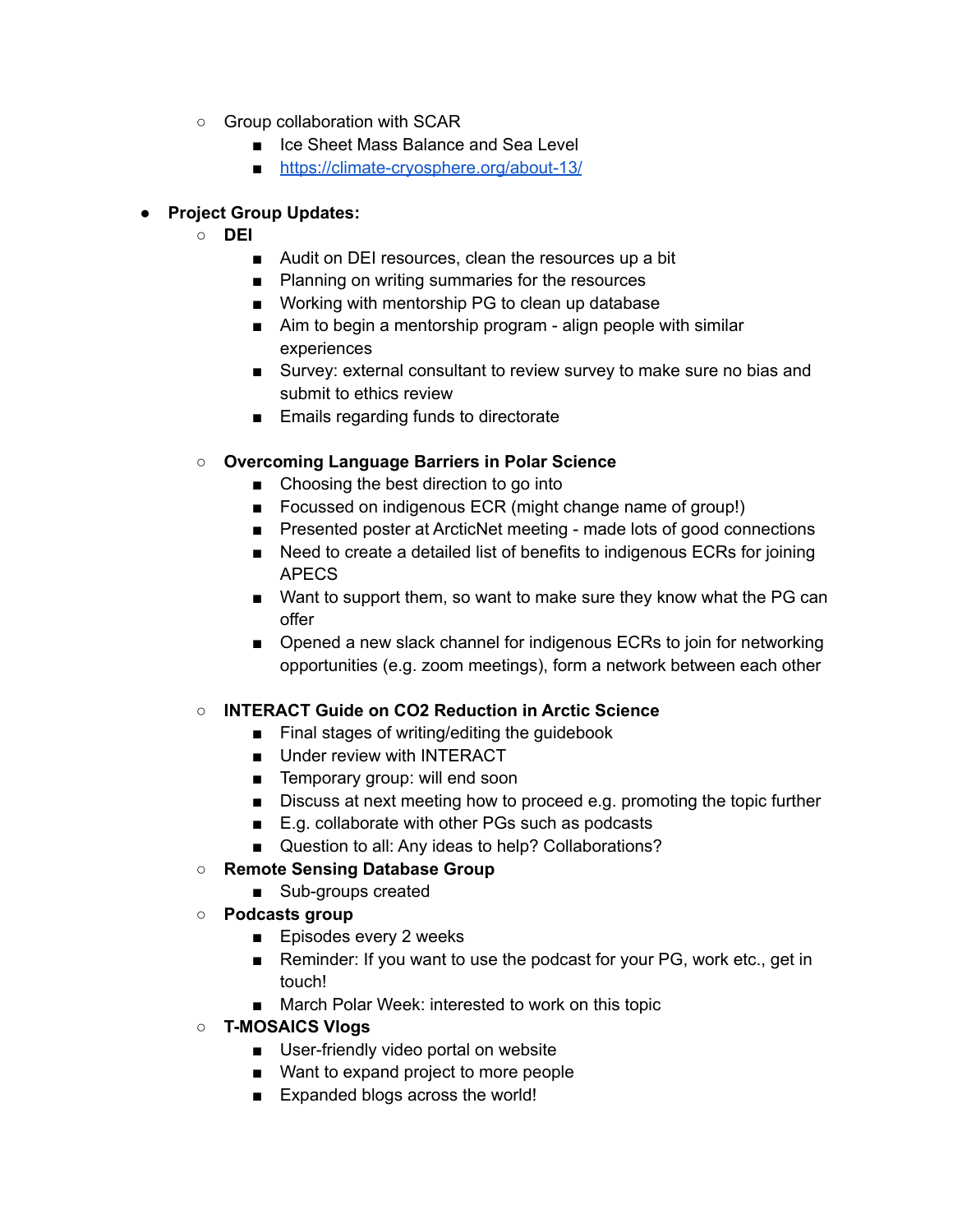- Group collaboration with SCAR
  - Ice Sheet Mass Balance and Sea Level
  - https://climate-cryosphere.org/about-13/

- **Project Group Updates:**
  - **DEI**
    - Audit on DEI resources, clean the resources up a bit
    - Planning on writing summaries for the resources
    - Working with mentorship PG to clean up database
    - Aim to begin a mentorship program - align people with similar experiences
    - Survey: external consultant to review survey to make sure no bias and submit to ethics review
    - Emails regarding funds to directorate

  - **Overcoming Language Barriers in Polar Science**
    - Choosing the best direction to go into
    - Focussed on indigenous ECR (might change name of group!)
    - Presented poster at ArcticNet meeting - made lots of good connections
    - Need to create a detailed list of benefits to indigenous ECRs for joining APECS
    - Want to support them, so want to make sure they know what the PG can offer
    - Opened a new slack channel for indigenous ECRs to join for networking opportunities (e.g. zoom meetings), form a network between each other

  - **INTERACT Guide on CO2 Reduction in Arctic Science**
    - Final stages of writing/editing the guidebook
    - Under review with INTERACT
    - Temporary group: will end soon
    - Discuss at next meeting how to proceed e.g. promoting the topic further
    - E.g. collaborate with other PGs such as podcasts
    - Question to all: Any ideas to help? Collaborations?
  - **Remote Sensing Database Group**
    - Sub-groups created
  - **Podcasts group**
    - Episodes every 2 weeks
    - Reminder: If you want to use the podcast for your PG, work etc., get in touch!
    - March Polar Week: interested to work on this topic
  - **T-MOSAICS Vlogs**
    - User-friendly video portal on website
    - Want to expand project to more people
    - Expanded blogs across the world!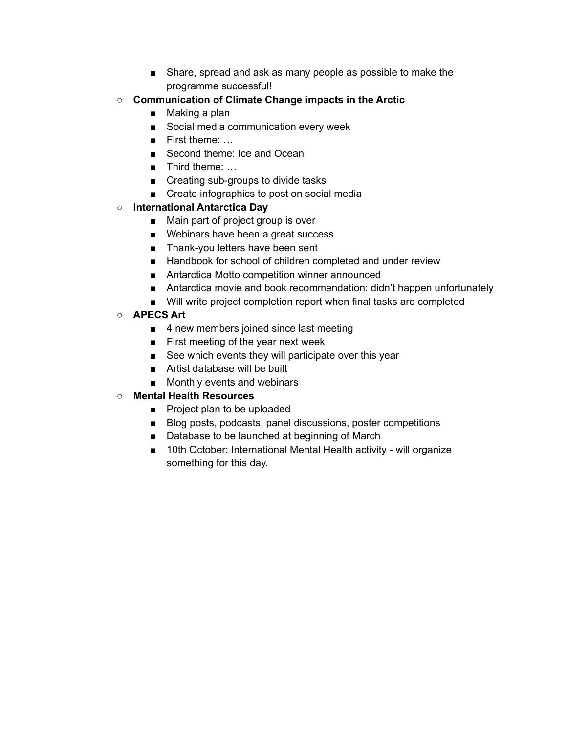- Share, spread and ask as many people as possible to make the programme successful!
- **Communication of Climate Change impacts in the Arctic**
    - Making a plan
    - Social media communication every week
    - First theme: …
    - Second theme: Ice and Ocean
    - Third theme: …
    - Creating sub-groups to divide tasks
    - Create infographics to post on social media
- **International Antarctica Day**
    - Main part of project group is over
    - Webinars have been a great success
    - Thank-you letters have been sent
    - Handbook for school of children completed and under review
    - Antarctica Motto competition winner announced
    - Antarctica movie and book recommendation: didn't happen unfortunately
    - Will write project completion report when final tasks are completed
- **APECS Art**
    - 4 new members joined since last meeting
    - First meeting of the year next week
    - See which events they will participate over this year
    - Artist database will be built
    - Monthly events and webinars
- **Mental Health Resources**
    - Project plan to be uploaded
    - Blog posts, podcasts, panel discussions, poster competitions
    - Database to be launched at beginning of March
    - 10th October: International Mental Health activity - will organize something for this day.